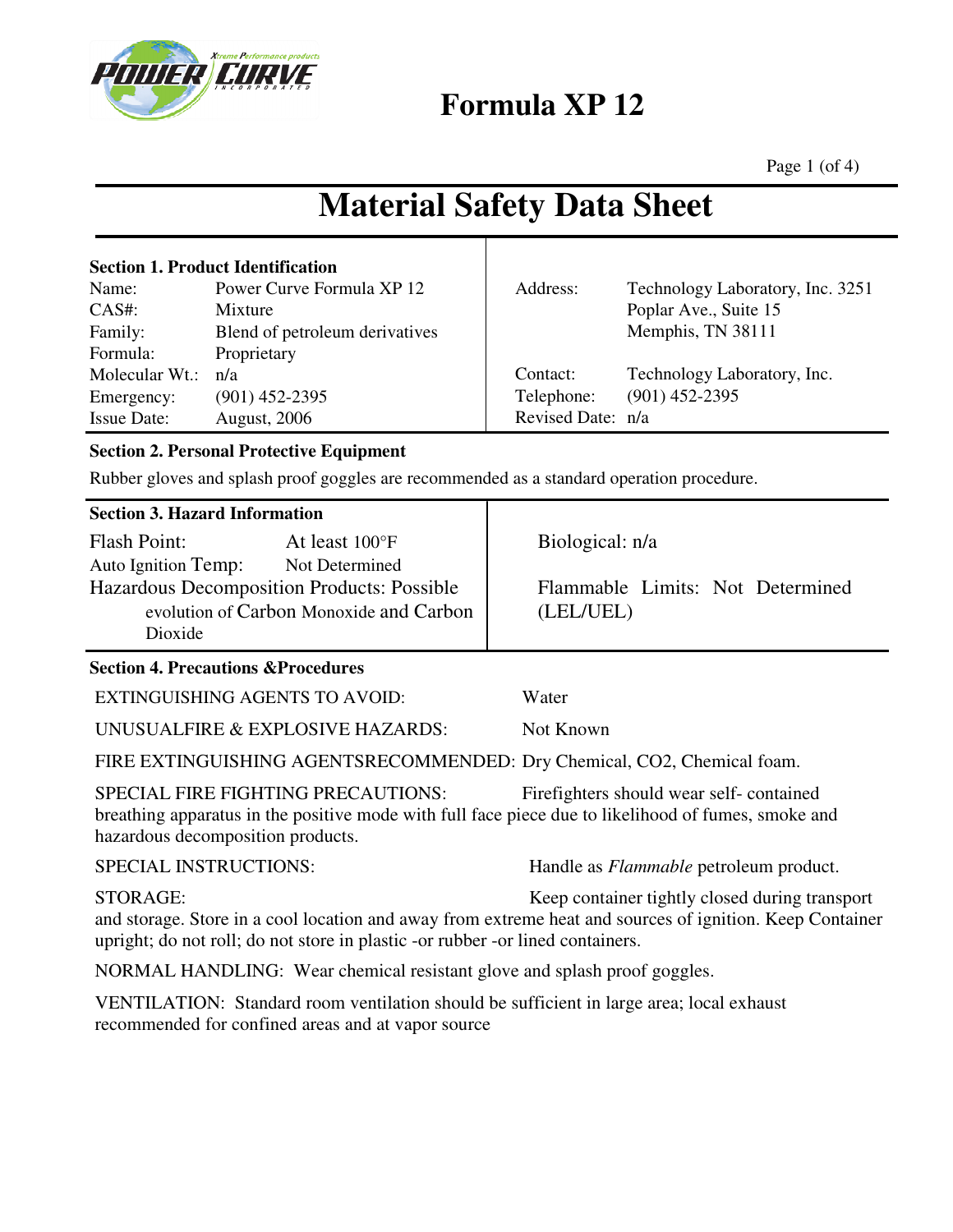# Formula XP 12

# Material Safety Data Sheet

## Section 1. Product Identification

| | |
|---|---|
| Name: | Power Curve Formula XP 12 |
| CAS#: | Mixture |
| Family: | Blend of petroleum derivatives |
| Formula: | Proprietary |
| Molecular Wt.: | n/a |
| Emergency: | (901) 452-2395 |
| Issue Date: | August, 2006 |
| Address: | Technology Laboratory, Inc. 3251 Poplar Ave., Suite 15 Memphis, TN 38111 |
| Contact: | Technology Laboratory, Inc. |
| Telephone: | (901) 452-2395 |
| Revised Date: | n/a |

## Section 2. Personal Protective Equipment

Rubber gloves and splash proof goggles are recommended as a standard operation procedure.

## Section 3. Hazard Information

Flash Point: At least 100°F

Auto Ignition Temp: Not Determined

Hazardous Decomposition Products: Possible evolution of Carbon Monoxide and Carbon Dioxide

Biological: n/a

Flammable Limits: Not Determined (LEL/UEL)

## Section 4. Precautions &Procedures

EXTINGUISHING AGENTS TO AVOID: Water

UNUSUALFIRE & EXPLOSIVE HAZARDS: Not Known

FIRE EXTINGUISHING AGENTSRECOMMENDED: Dry Chemical, CO2, Chemical foam.

SPECIAL FIRE FIGHTING PRECAUTIONS: Firefighters should wear self- contained breathing apparatus in the positive mode with full face piece due to likelihood of fumes, smoke and hazardous decomposition products.

SPECIAL INSTRUCTIONS: Handle as *Flammable* petroleum product.

STORAGE: Keep container tightly closed during transport and storage. Store in a cool location and away from extreme heat and sources of ignition. Keep Container upright; do not roll; do not store in plastic -or rubber -or lined containers.

NORMAL HANDLING: Wear chemical resistant glove and splash proof goggles.

VENTILATION: Standard room ventilation should be sufficient in large area; local exhaust recommended for confined areas and at vapor source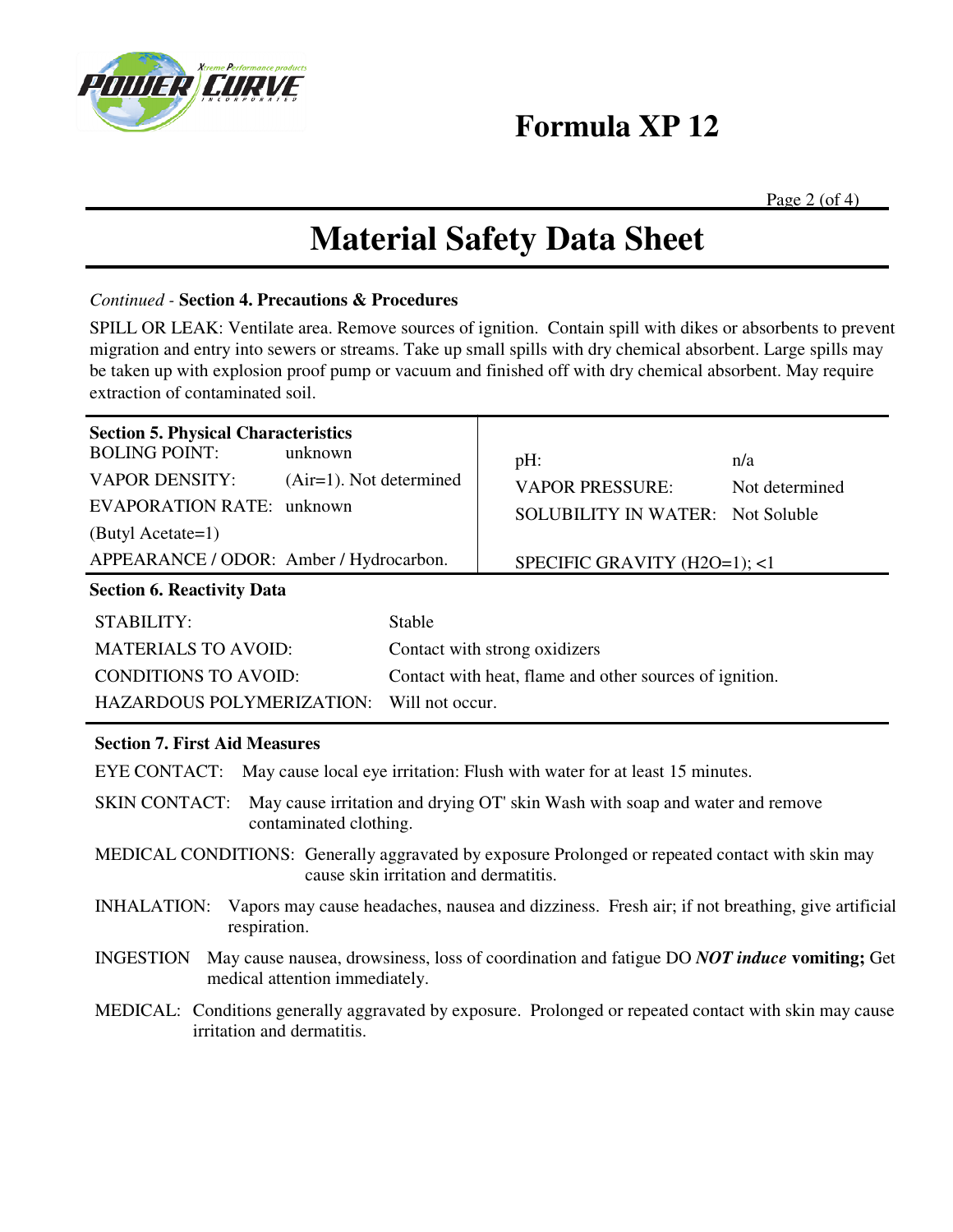# Formula XP 12

# Material Safety Data Sheet

*Continued* - **Section 4. Precautions & Procedures**

SPILL OR LEAK: Ventilate area. Remove sources of ignition. Contain spill with dikes or absorbents to prevent migration and entry into sewers or streams. Take up small spills with dry chemical absorbent. Large spills may be taken up with explosion proof pump or vacuum and finished off with dry chemical absorbent. May require extraction of contaminated soil.

**Section 5. Physical Characteristics**

| | | | |
|---|---|---|---|
| BOLING POINT: | unknown | pH: | n/a |
| VAPOR DENSITY: | (Air=1). Not determined | VAPOR PRESSURE: | Not determined |
| EVAPORATION RATE: (Butyl Acetate=1) | unknown | SOLUBILITY IN WATER: | Not Soluble |
| APPEARANCE / ODOR: | Amber / Hydrocarbon. | SPECIFIC GRAVITY (H2O=1); | <1 |

**Section 6. Reactivity Data**

| | |
|---|---|
| STABILITY: | Stable |
| MATERIALS TO AVOID: | Contact with strong oxidizers |
| CONDITIONS TO AVOID: | Contact with heat, flame and other sources of ignition. |
| HAZARDOUS POLYMERIZATION: | Will not occur. |

**Section 7. First Aid Measures**

EYE CONTACT: May cause local eye irritation: Flush with water for at least 15 minutes.

SKIN CONTACT: May cause irritation and drying OT' skin Wash with soap and water and remove contaminated clothing.

MEDICAL CONDITIONS: Generally aggravated by exposure Prolonged or repeated contact with skin may cause skin irritation and dermatitis.

INHALATION: Vapors may cause headaches, nausea and dizziness. Fresh air; if not breathing, give artificial respiration.

INGESTION May cause nausea, drowsiness, loss of coordination and fatigue DO ***NOT induce*** **vomiting;** Get medical attention immediately.

MEDICAL: Conditions generally aggravated by exposure. Prolonged or repeated contact with skin may cause irritation and dermatitis.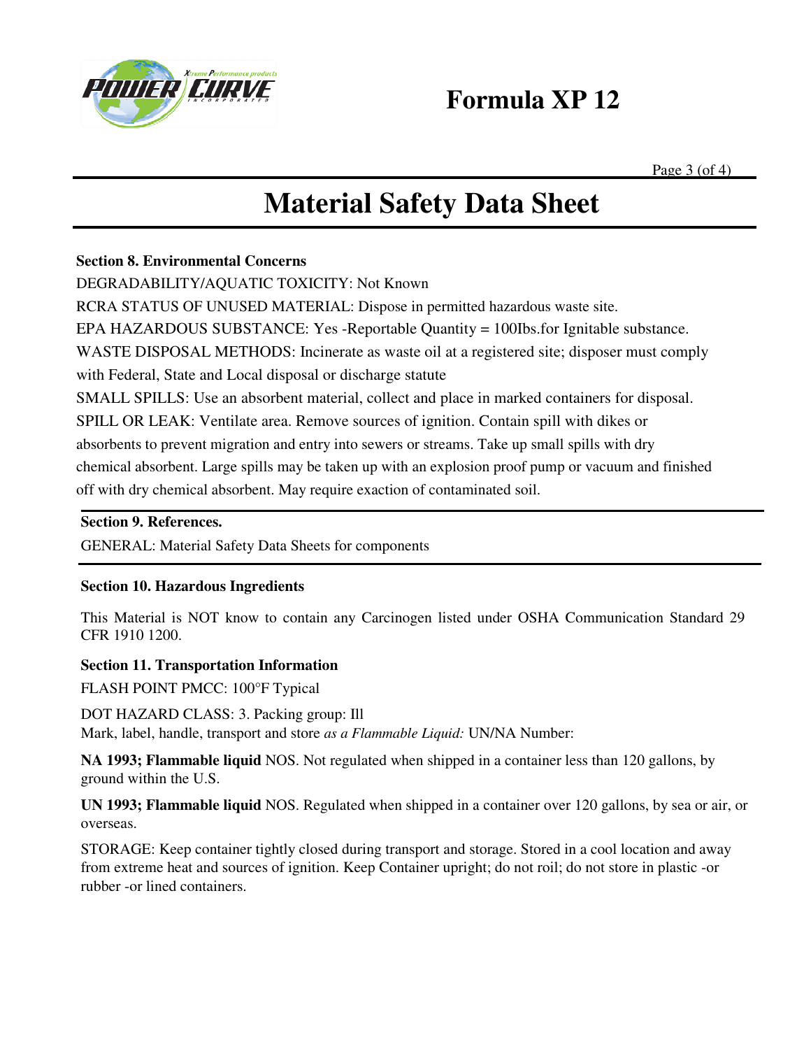# Formula XP 12

# Material Safety Data Sheet

**Section 8. Environmental Concerns**

DEGRADABILITY/AQUATIC TOXICITY: Not Known

RCRA STATUS OF UNUSED MATERIAL: Dispose in permitted hazardous waste site.

EPA HAZARDOUS SUBSTANCE: Yes -Reportable Quantity = 100Ibs.for Ignitable substance.

WASTE DISPOSAL METHODS: Incinerate as waste oil at a registered site; disposer must comply with Federal, State and Local disposal or discharge statute

SMALL SPILLS: Use an absorbent material, collect and place in marked containers for disposal.

SPILL OR LEAK: Ventilate area. Remove sources of ignition. Contain spill with dikes or absorbents to prevent migration and entry into sewers or streams. Take up small spills with dry chemical absorbent. Large spills may be taken up with an explosion proof pump or vacuum and finished off with dry chemical absorbent. May require exaction of contaminated soil.

**Section 9. References.**

GENERAL: Material Safety Data Sheets for components

**Section 10. Hazardous Ingredients**

This Material is NOT know to contain any Carcinogen listed under OSHA Communication Standard 29 CFR 1910 1200.

**Section 11. Transportation Information**

FLASH POINT PMCC: 100°F Typical

DOT HAZARD CLASS: 3. Packing group: Ill
Mark, label, handle, transport and store *as a Flammable Liquid:* UN/NA Number:

**NA 1993; Flammable liquid** NOS. Not regulated when shipped in a container less than 120 gallons, by ground within the U.S.

**UN 1993; Flammable liquid** NOS. Regulated when shipped in a container over 120 gallons, by sea or air, or overseas.

STORAGE: Keep container tightly closed during transport and storage. Stored in a cool location and away from extreme heat and sources of ignition. Keep Container upright; do not roil; do not store in plastic -or rubber -or lined containers.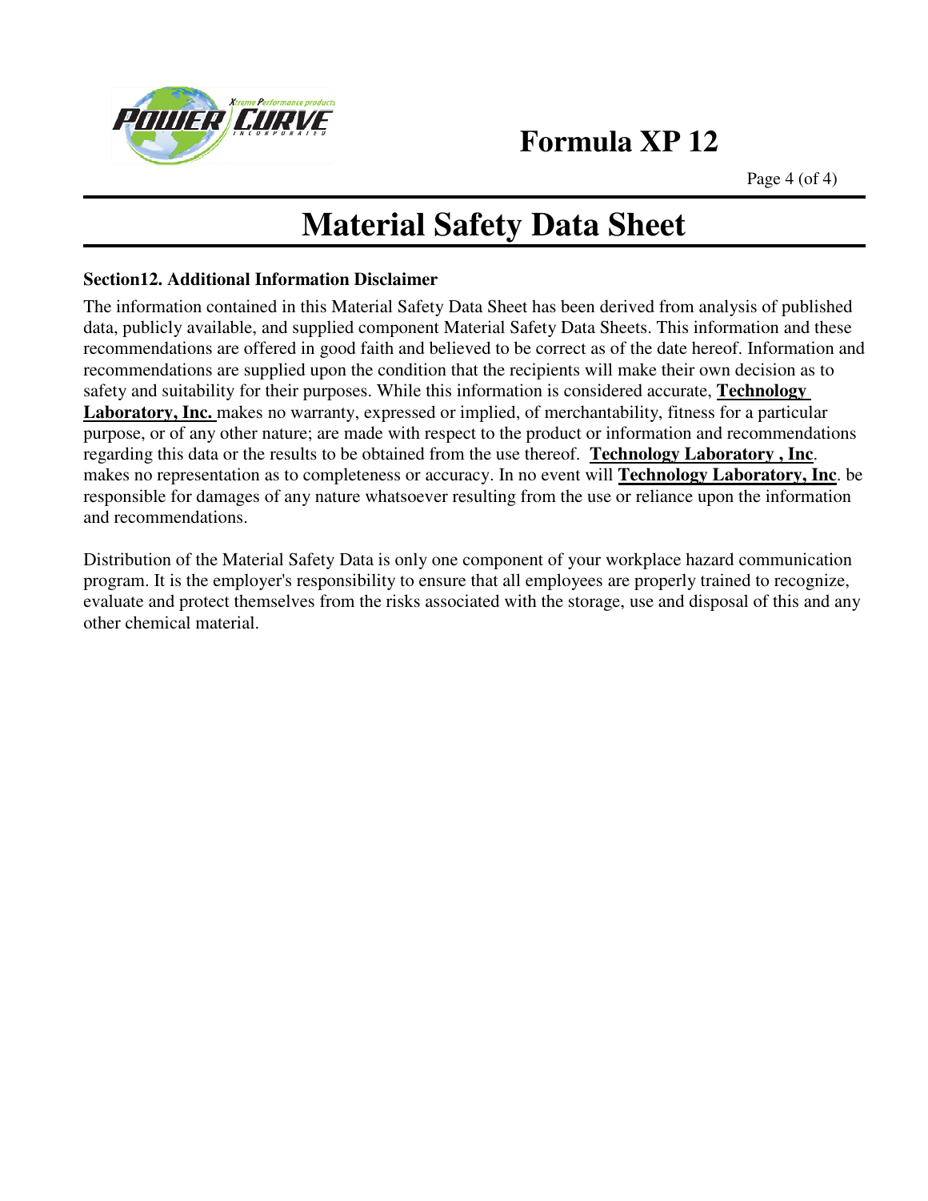# Formula XP 12

# Material Safety Data Sheet

### Section12. Additional Information Disclaimer

The information contained in this Material Safety Data Sheet has been derived from analysis of published data, publicly available, and supplied component Material Safety Data Sheets. This information and these recommendations are offered in good faith and believed to be correct as of the date hereof. Information and recommendations are supplied upon the condition that the recipients will make their own decision as to safety and suitability for their purposes. While this information is considered accurate, **Technology Laboratory, Inc.** makes no warranty, expressed or implied, of merchantability, fitness for a particular purpose, or of any other nature; are made with respect to the product or information and recommendations regarding this data or the results to be obtained from the use thereof. **Technology Laboratory , Inc**. makes no representation as to completeness or accuracy. In no event will **Technology Laboratory, Inc**. be responsible for damages of any nature whatsoever resulting from the use or reliance upon the information and recommendations.

Distribution of the Material Safety Data is only one component of your workplace hazard communication program. It is the employer's responsibility to ensure that all employees are properly trained to recognize, evaluate and protect themselves from the risks associated with the storage, use and disposal of this and any other chemical material.